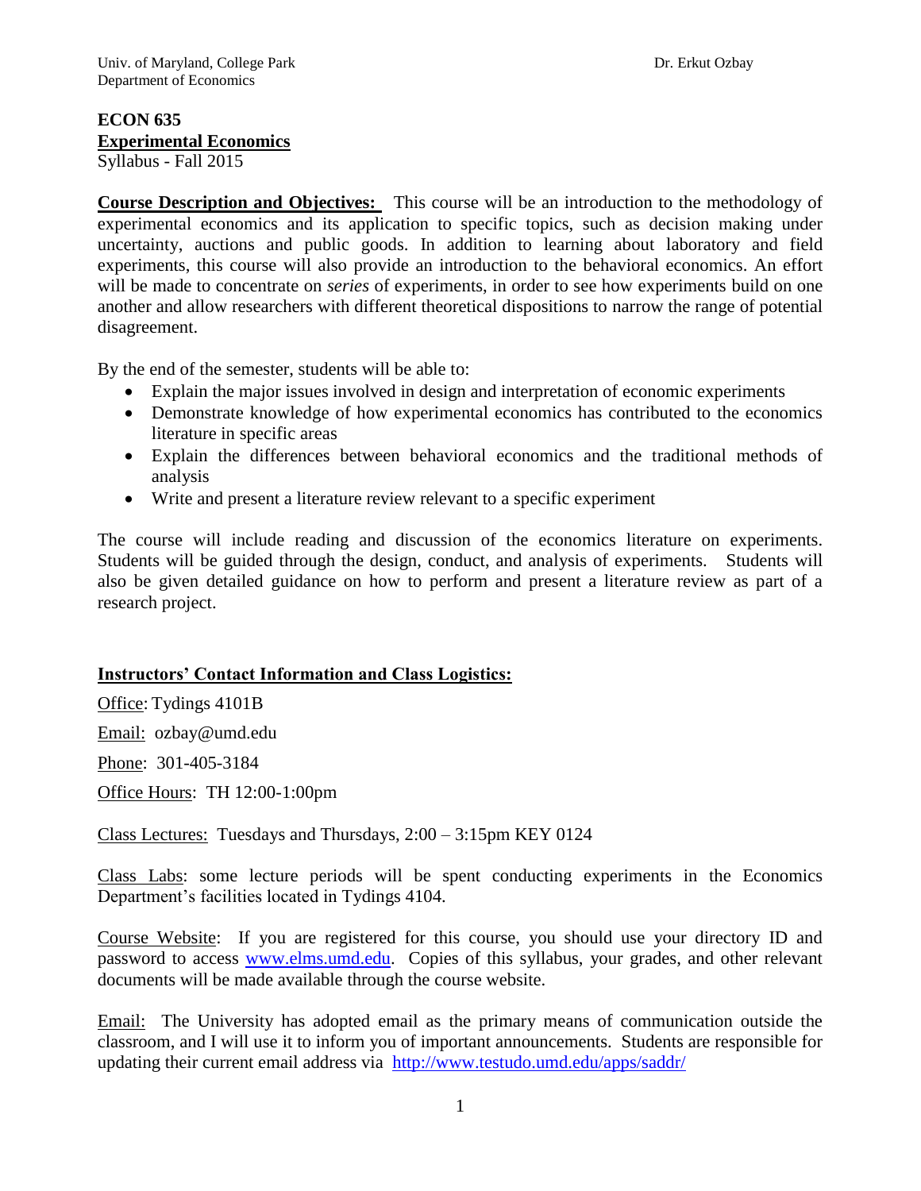Univ. of Maryland, College Park
Department of Economics

Dr. Erkut Ozbay

# ECON 635
## Experimental Economics
Syllabus - Fall 2015

**Course Description and Objectives:** This course will be an introduction to the methodology of experimental economics and its application to specific topics, such as decision making under uncertainty, auctions and public goods. In addition to learning about laboratory and field experiments, this course will also provide an introduction to the behavioral economics. An effort will be made to concentrate on *series* of experiments, in order to see how experiments build on one another and allow researchers with different theoretical dispositions to narrow the range of potential disagreement.

By the end of the semester, students will be able to:

- Explain the major issues involved in design and interpretation of economic experiments
- Demonstrate knowledge of how experimental economics has contributed to the economics literature in specific areas
- Explain the differences between behavioral economics and the traditional methods of analysis
- Write and present a literature review relevant to a specific experiment

The course will include reading and discussion of the economics literature on experiments. Students will be guided through the design, conduct, and analysis of experiments. Students will also be given detailed guidance on how to perform and present a literature review as part of a research project.

**Instructors' Contact Information and Class Logistics:**

Office: Tydings 4101B

Email: ozbay@umd.edu

Phone: 301-405-3184

Office Hours: TH 12:00-1:00pm

Class Lectures: Tuesdays and Thursdays, 2:00 – 3:15pm KEY 0124

Class Labs: some lecture periods will be spent conducting experiments in the Economics Department's facilities located in Tydings 4104.

Course Website: If you are registered for this course, you should use your directory ID and password to access www.elms.umd.edu. Copies of this syllabus, your grades, and other relevant documents will be made available through the course website.

Email: The University has adopted email as the primary means of communication outside the classroom, and I will use it to inform you of important announcements. Students are responsible for updating their current email address via http://www.testudo.umd.edu/apps/saddr/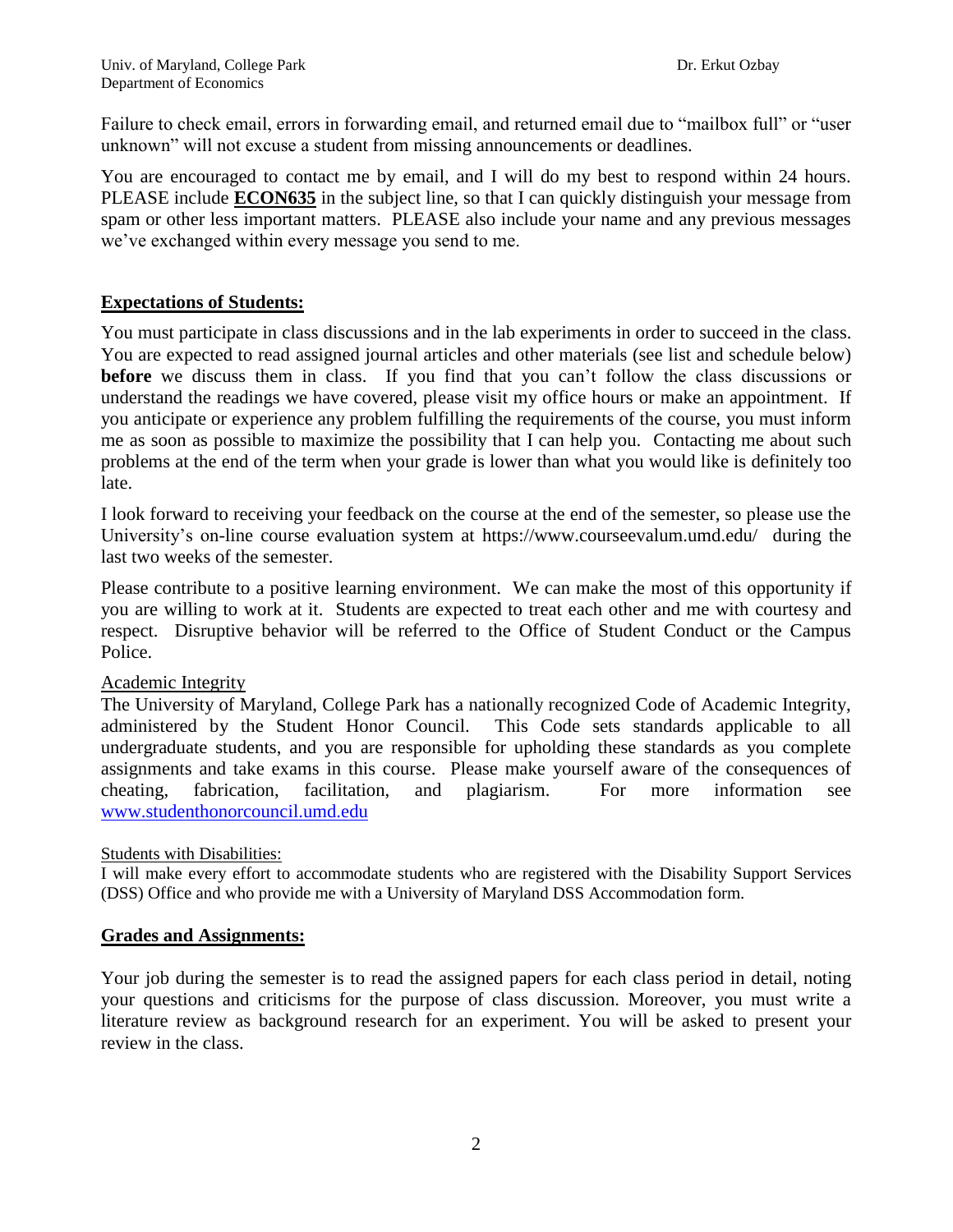Failure to check email, errors in forwarding email, and returned email due to "mailbox full" or "user unknown" will not excuse a student from missing announcements or deadlines.

You are encouraged to contact me by email, and I will do my best to respond within 24 hours. PLEASE include **ECON635** in the subject line, so that I can quickly distinguish your message from spam or other less important matters. PLEASE also include your name and any previous messages we've exchanged within every message you send to me.

## Expectations of Students:

You must participate in class discussions and in the lab experiments in order to succeed in the class. You are expected to read assigned journal articles and other materials (see list and schedule below) **before** we discuss them in class. If you find that you can't follow the class discussions or understand the readings we have covered, please visit my office hours or make an appointment. If you anticipate or experience any problem fulfilling the requirements of the course, you must inform me as soon as possible to maximize the possibility that I can help you. Contacting me about such problems at the end of the term when your grade is lower than what you would like is definitely too late.

I look forward to receiving your feedback on the course at the end of the semester, so please use the University's on-line course evaluation system at https://www.courseevalum.umd.edu/ during the last two weeks of the semester.

Please contribute to a positive learning environment. We can make the most of this opportunity if you are willing to work at it. Students are expected to treat each other and me with courtesy and respect. Disruptive behavior will be referred to the Office of Student Conduct or the Campus Police.

### Academic Integrity

The University of Maryland, College Park has a nationally recognized Code of Academic Integrity, administered by the Student Honor Council. This Code sets standards applicable to all undergraduate students, and you are responsible for upholding these standards as you complete assignments and take exams in this course. Please make yourself aware of the consequences of cheating, fabrication, facilitation, and plagiarism. For more information see www.studenthonorcouncil.umd.edu

### Students with Disabilities:

I will make every effort to accommodate students who are registered with the Disability Support Services (DSS) Office and who provide me with a University of Maryland DSS Accommodation form.

## Grades and Assignments:

Your job during the semester is to read the assigned papers for each class period in detail, noting your questions and criticisms for the purpose of class discussion. Moreover, you must write a literature review as background research for an experiment. You will be asked to present your review in the class.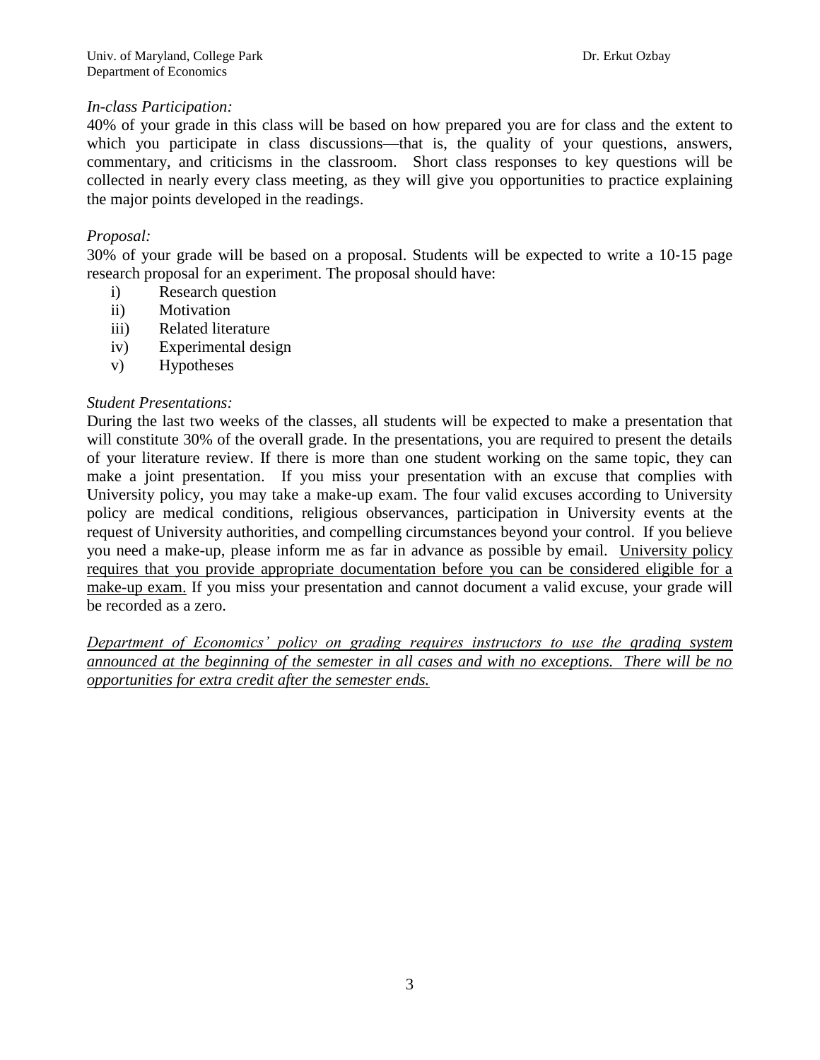*In-class Participation:*

40% of your grade in this class will be based on how prepared you are for class and the extent to which you participate in class discussions—that is, the quality of your questions, answers, commentary, and criticisms in the classroom. Short class responses to key questions will be collected in nearly every class meeting, as they will give you opportunities to practice explaining the major points developed in the readings.

*Proposal:*

30% of your grade will be based on a proposal. Students will be expected to write a 10-15 page research proposal for an experiment. The proposal should have:

i) Research question
ii) Motivation
iii) Related literature
iv) Experimental design
v) Hypotheses

*Student Presentations:*

During the last two weeks of the classes, all students will be expected to make a presentation that will constitute 30% of the overall grade. In the presentations, you are required to present the details of your literature review. If there is more than one student working on the same topic, they can make a joint presentation. If you miss your presentation with an excuse that complies with University policy, you may take a make-up exam. The four valid excuses according to University policy are medical conditions, religious observances, participation in University events at the request of University authorities, and compelling circumstances beyond your control. If you believe you need a make-up, please inform me as far in advance as possible by email. <u>University policy requires that you provide appropriate documentation before you can be considered eligible for a make-up exam.</u> If you miss your presentation and cannot document a valid excuse, your grade will be recorded as a zero.

<u>*Department of Economics' policy on grading requires instructors to use the grading system announced at the beginning of the semester in all cases and with no exceptions. There will be no opportunities for extra credit after the semester ends.*</u>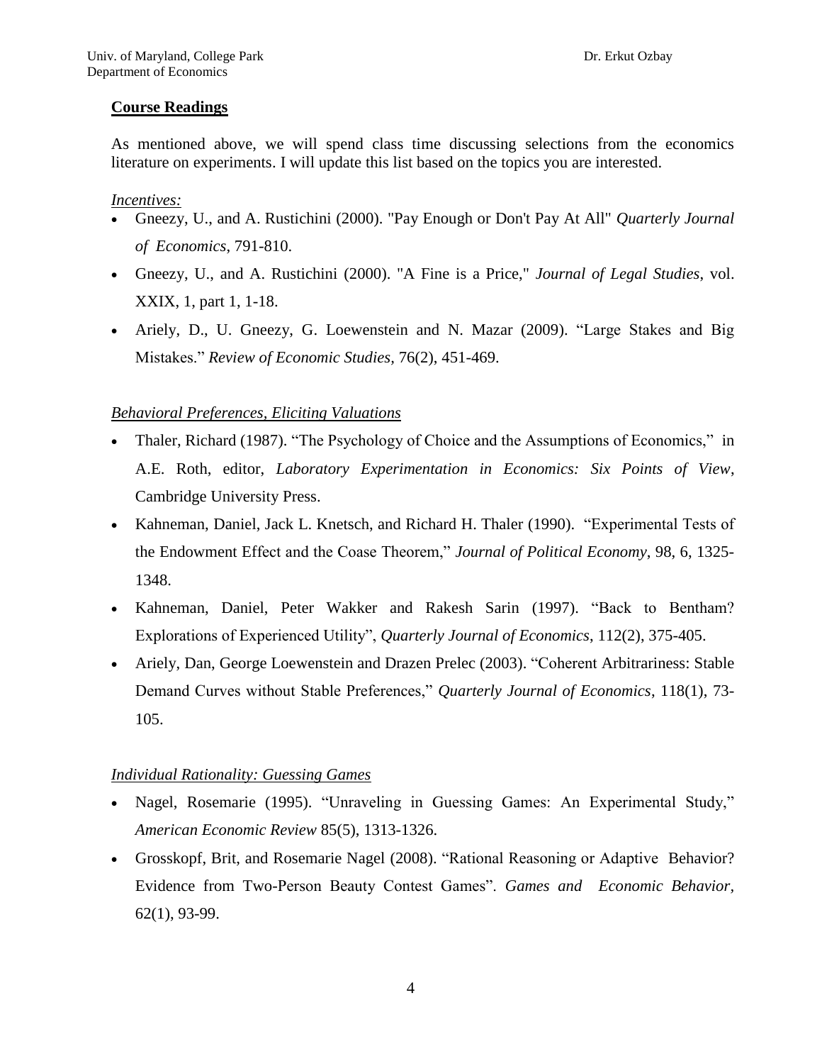## Course Readings

As mentioned above, we will spend class time discussing selections from the economics literature on experiments. I will update this list based on the topics you are interested.

*Incentives:*

- Gneezy, U., and A. Rustichini (2000). "Pay Enough or Don't Pay At All" *Quarterly Journal of Economics*, 791-810.
- Gneezy, U., and A. Rustichini (2000). "A Fine is a Price," *Journal of Legal Studies*, vol. XXIX, 1, part 1, 1-18.
- Ariely, D., U. Gneezy, G. Loewenstein and N. Mazar (2009). "Large Stakes and Big Mistakes." *Review of Economic Studies*, 76(2), 451-469.

*Behavioral Preferences, Eliciting Valuations*

- Thaler, Richard (1987). "The Psychology of Choice and the Assumptions of Economics," in A.E. Roth, editor, *Laboratory Experimentation in Economics: Six Points of View*, Cambridge University Press.
- Kahneman, Daniel, Jack L. Knetsch, and Richard H. Thaler (1990). "Experimental Tests of the Endowment Effect and the Coase Theorem," *Journal of Political Economy*, 98, 6, 1325-1348.
- Kahneman, Daniel, Peter Wakker and Rakesh Sarin (1997). "Back to Bentham? Explorations of Experienced Utility", *Quarterly Journal of Economics*, 112(2), 375-405.
- Ariely, Dan, George Loewenstein and Drazen Prelec (2003). "Coherent Arbitrariness: Stable Demand Curves without Stable Preferences," *Quarterly Journal of Economics*, 118(1), 73-105.

*Individual Rationality: Guessing Games*

- Nagel, Rosemarie (1995). "Unraveling in Guessing Games: An Experimental Study," *American Economic Review* 85(5), 1313-1326.
- Grosskopf, Brit, and Rosemarie Nagel (2008). "Rational Reasoning or Adaptive Behavior? Evidence from Two-Person Beauty Contest Games". *Games and Economic Behavior*, 62(1), 93-99.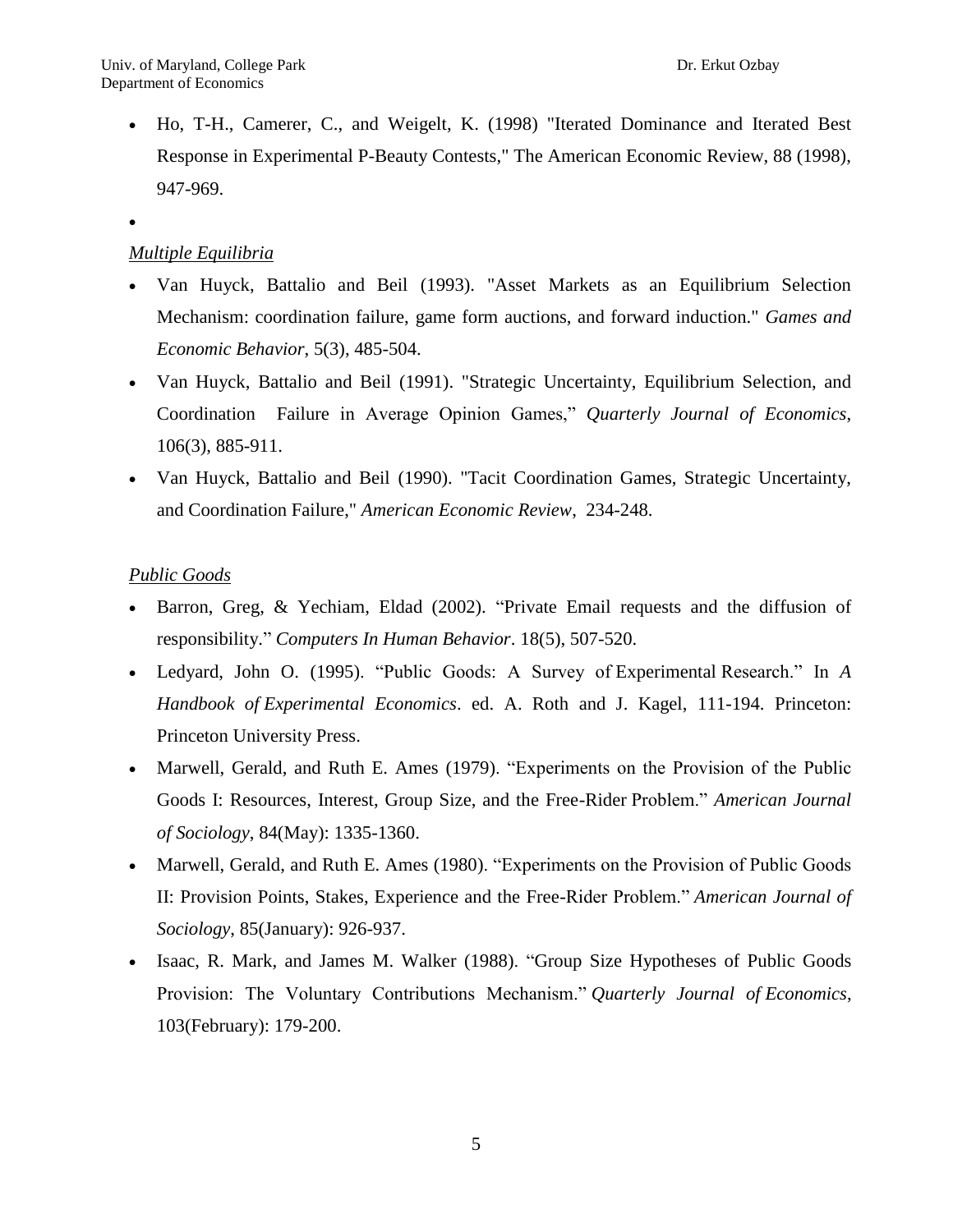- Ho, T-H., Camerer, C., and Weigelt, K. (1998) "Iterated Dominance and Iterated Best Response in Experimental P-Beauty Contests," The American Economic Review, 88 (1998), 947-969.
- 

*Multiple Equilibria*

- Van Huyck, Battalio and Beil (1993). "Asset Markets as an Equilibrium Selection Mechanism: coordination failure, game form auctions, and forward induction." *Games and Economic Behavior*, 5(3), 485-504.
- Van Huyck, Battalio and Beil (1991). "Strategic Uncertainty, Equilibrium Selection, and Coordination Failure in Average Opinion Games," *Quarterly Journal of Economics*, 106(3), 885-911.
- Van Huyck, Battalio and Beil (1990). "Tacit Coordination Games, Strategic Uncertainty, and Coordination Failure," *American Economic Review*, 234-248.

*Public Goods*

- Barron, Greg, & Yechiam, Eldad (2002). "Private Email requests and the diffusion of responsibility." *Computers In Human Behavior*. 18(5), 507-520.
- Ledyard, John O. (1995). "Public Goods: A Survey of Experimental Research." In *A Handbook of Experimental Economics*. ed. A. Roth and J. Kagel, 111-194. Princeton: Princeton University Press.
- Marwell, Gerald, and Ruth E. Ames (1979). "Experiments on the Provision of the Public Goods I: Resources, Interest, Group Size, and the Free-Rider Problem." *American Journal of Sociology*, 84(May): 1335-1360.
- Marwell, Gerald, and Ruth E. Ames (1980). "Experiments on the Provision of Public Goods II: Provision Points, Stakes, Experience and the Free-Rider Problem." *American Journal of Sociology*, 85(January): 926-937.
- Isaac, R. Mark, and James M. Walker (1988). "Group Size Hypotheses of Public Goods Provision: The Voluntary Contributions Mechanism." *Quarterly Journal of Economics*, 103(February): 179-200.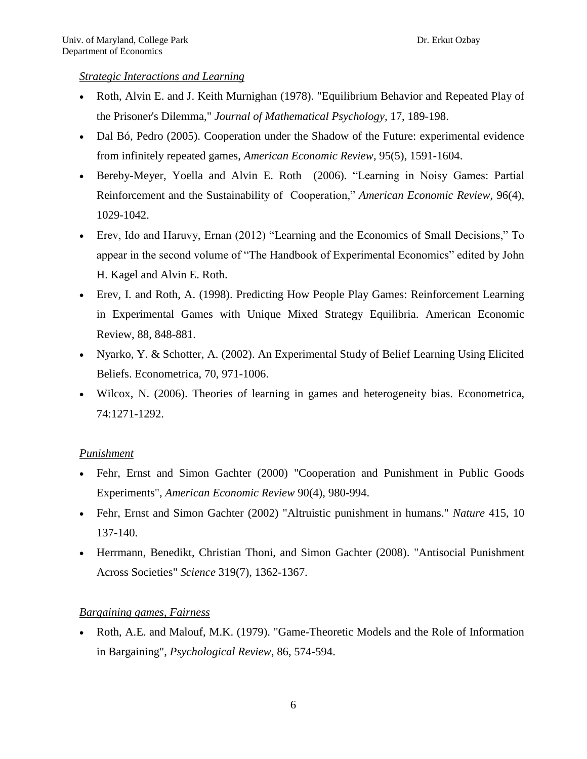*Strategic Interactions and Learning*

- Roth, Alvin E. and J. Keith Murnighan (1978). "Equilibrium Behavior and Repeated Play of the Prisoner's Dilemma," *Journal of Mathematical Psychology,* 17, 189-198.
- Dal Bó, Pedro (2005). Cooperation under the Shadow of the Future: experimental evidence from infinitely repeated games, *American Economic Review*, 95(5), 1591-1604.
- Bereby-Meyer, Yoella and Alvin E. Roth (2006). "Learning in Noisy Games: Partial Reinforcement and the Sustainability of Cooperation," *American Economic Review*, 96(4), 1029-1042.
- Erev, Ido and Haruvy, Ernan (2012) "Learning and the Economics of Small Decisions," To appear in the second volume of "The Handbook of Experimental Economics" edited by John H. Kagel and Alvin E. Roth.
- Erev, I. and Roth, A. (1998). Predicting How People Play Games: Reinforcement Learning in Experimental Games with Unique Mixed Strategy Equilibria. American Economic Review, 88, 848-881.
- Nyarko, Y. & Schotter, A. (2002). An Experimental Study of Belief Learning Using Elicited Beliefs. Econometrica, 70, 971-1006.
- Wilcox, N. (2006). Theories of learning in games and heterogeneity bias. Econometrica, 74:1271-1292.

*Punishment*

- Fehr, Ernst and Simon Gachter (2000) "Cooperation and Punishment in Public Goods Experiments", *American Economic Review* 90(4), 980-994.
- Fehr, Ernst and Simon Gachter (2002) "Altruistic punishment in humans." *Nature* 415, 10 137-140.
- Herrmann, Benedikt, Christian Thoni, and Simon Gachter (2008). "Antisocial Punishment Across Societies" *Science* 319(7), 1362-1367.

*Bargaining games, Fairness*

- Roth, A.E. and Malouf, M.K. (1979). "Game-Theoretic Models and the Role of Information in Bargaining", *Psychological Review*, 86, 574-594.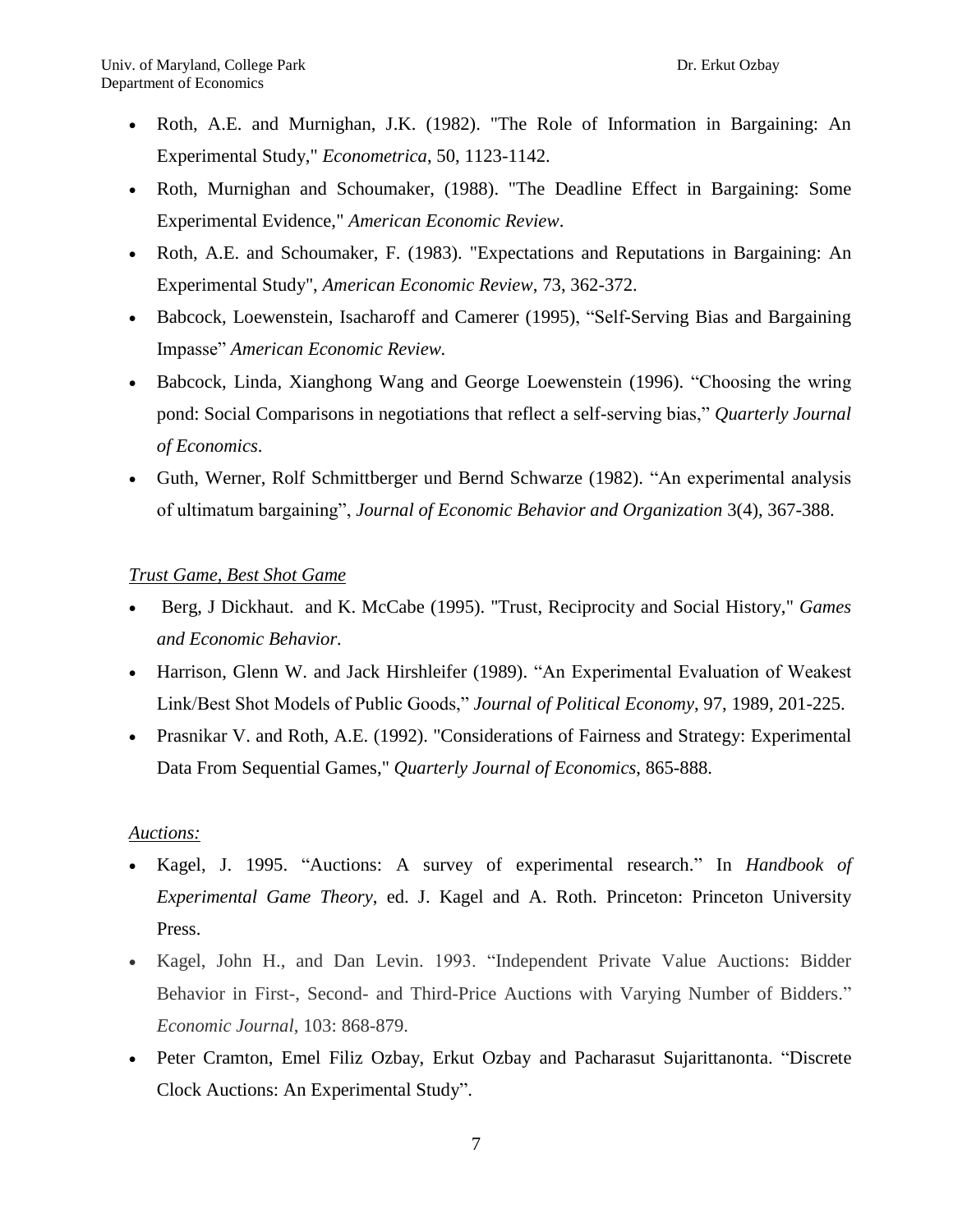- Roth, A.E. and Murnighan, J.K. (1982). "The Role of Information in Bargaining: An Experimental Study," *Econometrica*, 50, 1123-1142.
- Roth, Murnighan and Schoumaker, (1988). "The Deadline Effect in Bargaining: Some Experimental Evidence," *American Economic Review*.
- Roth, A.E. and Schoumaker, F. (1983). "Expectations and Reputations in Bargaining: An Experimental Study", *American Economic Review*, 73, 362-372.
- Babcock, Loewenstein, Isacharoff and Camerer (1995), "Self-Serving Bias and Bargaining Impasse" *American Economic Review.*
- Babcock, Linda, Xianghong Wang and George Loewenstein (1996). "Choosing the wring pond: Social Comparisons in negotiations that reflect a self-serving bias," *Quarterly Journal of Economics*.
- Guth, Werner, Rolf Schmittberger und Bernd Schwarze (1982). "An experimental analysis of ultimatum bargaining", *Journal of Economic Behavior and Organization* 3(4), 367-388.

*Trust Game, Best Shot Game*

- Berg, J Dickhaut. and K. McCabe (1995). "Trust, Reciprocity and Social History," *Games and Economic Behavior*.
- Harrison, Glenn W. and Jack Hirshleifer (1989). "An Experimental Evaluation of Weakest Link/Best Shot Models of Public Goods," *Journal of Political Economy*, 97, 1989, 201-225.
- Prasnikar V. and Roth, A.E. (1992). "Considerations of Fairness and Strategy: Experimental Data From Sequential Games," *Quarterly Journal of Economics*, 865-888.

*Auctions:*

- Kagel, J. 1995. "Auctions: A survey of experimental research." In *Handbook of Experimental Game Theory*, ed. J. Kagel and A. Roth. Princeton: Princeton University Press.
- Kagel, John H., and Dan Levin. 1993. "Independent Private Value Auctions: Bidder Behavior in First-, Second- and Third-Price Auctions with Varying Number of Bidders." *Economic Journal*, 103: 868-879.
- Peter Cramton, Emel Filiz Ozbay, Erkut Ozbay and Pacharasut Sujarittanonta. "Discrete Clock Auctions: An Experimental Study".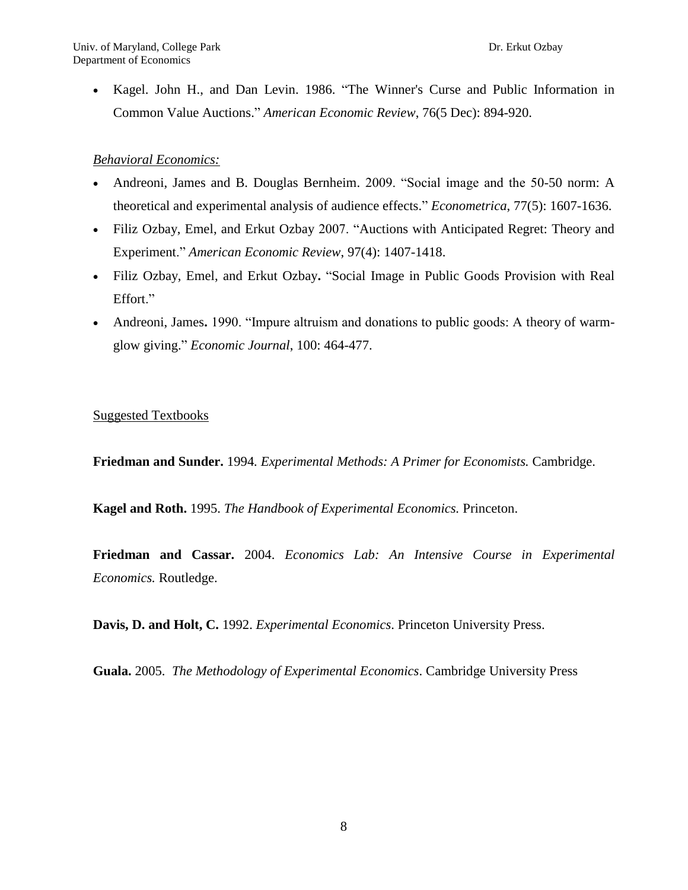- Kagel. John H., and Dan Levin. 1986. "The Winner's Curse and Public Information in Common Value Auctions." *American Economic Review*, 76(5 Dec): 894-920.

*Behavioral Economics:*

- Andreoni, James and B. Douglas Bernheim. 2009. "Social image and the 50-50 norm: A theoretical and experimental analysis of audience effects." *Econometrica*, 77(5): 1607-1636.
- Filiz Ozbay, Emel, and Erkut Ozbay 2007. "Auctions with Anticipated Regret: Theory and Experiment." *American Economic Review*, 97(4): 1407-1418.
- Filiz Ozbay, Emel, and Erkut Ozbay**.** "Social Image in Public Goods Provision with Real Effort."
- Andreoni, James**.** 1990. "Impure altruism and donations to public goods: A theory of warm-glow giving." *Economic Journal*, 100: 464-477.

Suggested Textbooks

**Friedman and Sunder.** 1994. *Experimental Methods: A Primer for Economists.* Cambridge.

**Kagel and Roth.** 1995. *The Handbook of Experimental Economics.* Princeton.

**Friedman and Cassar.** 2004. *Economics Lab: An Intensive Course in Experimental Economics.* Routledge.

**Davis, D. and Holt, C.** 1992. *Experimental Economics*. Princeton University Press.

**Guala.** 2005. *The Methodology of Experimental Economics*. Cambridge University Press